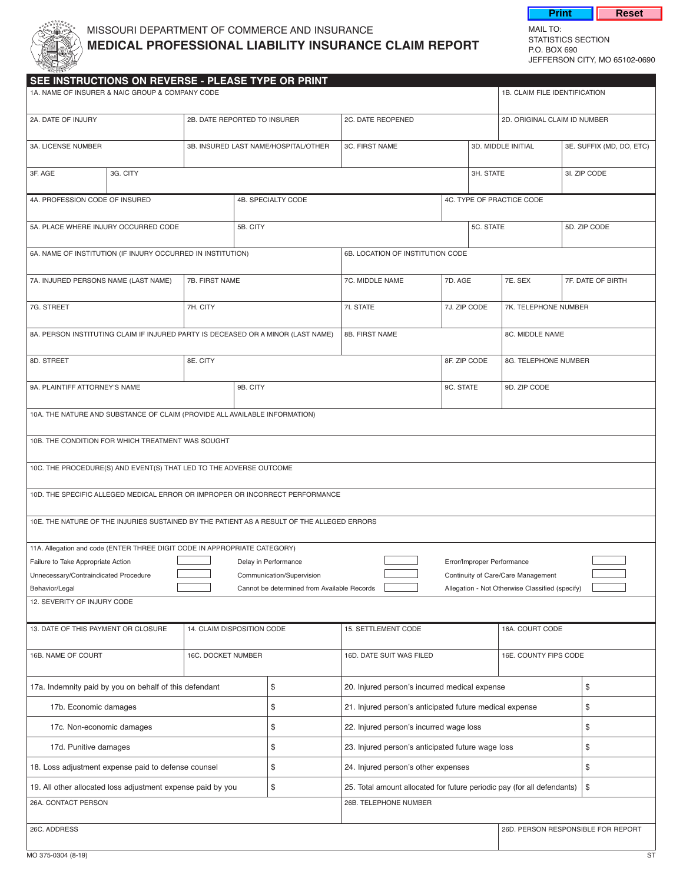Print Reset

MISSOURI DEPARTMENT OF COMMERCE AND INSURANCE

# MEDICAL PROFESSIONAL LIABILITY INSURANCE CLAIM REPORT

MAIL TO:
STATISTICS SECTION
P.O. BOX 690
JEFFERSON CITY, MO 65102-0690

## SEE INSTRUCTIONS ON REVERSE - PLEASE TYPE OR PRINT

| 1A. NAME OF INSURER & NAIC GROUP & COMPANY CODE | | | 1B. CLAIM FILE IDENTIFICATION |
|---|---|---|---|
| 2A. DATE OF INJURY | 2B. DATE REPORTED TO INSURER | 2C. DATE REOPENED | 2D. ORIGINAL CLAIM ID NUMBER |

| 3A. LICENSE NUMBER | 3B. INSURED LAST NAME/HOSPITAL/OTHER | 3C. FIRST NAME | 3D. MIDDLE INITIAL | 3E. SUFFIX (MD, DO, ETC) |
|---|---|---|---|---|
| 3F. AGE | 3G. CITY | | 3H. STATE | 3I. ZIP CODE |

| 4A. PROFESSION CODE OF INSURED | 4B. SPECIALTY CODE | 4C. TYPE OF PRACTICE CODE | |
|---|---|---|---|
| 5A. PLACE WHERE INJURY OCCURRED CODE | 5B. CITY | 5C. STATE | 5D. ZIP CODE |
| 6A. NAME OF INSTITUTION (IF INJURY OCCURRED IN INSTITUTION) | | 6B. LOCATION OF INSTITUTION CODE | |

| 7A. INJURED PERSONS NAME (LAST NAME) | 7B. FIRST NAME | 7C. MIDDLE NAME | 7D. AGE | 7E. SEX | 7F. DATE OF BIRTH |
|---|---|---|---|---|---|
| 7G. STREET | 7H. CITY | 7I. STATE | 7J. ZIP CODE | 7K. TELEPHONE NUMBER | |

| 8A. PERSON INSTITUTING CLAIM IF INJURED PARTY IS DECEASED OR A MINOR (LAST NAME) | | 8B. FIRST NAME | 8C. MIDDLE NAME |
|---|---|---|---|
| 8D. STREET | 8E. CITY | 8F. ZIP CODE | 8G. TELEPHONE NUMBER |
| 9A. PLAINTIFF ATTORNEY'S NAME | 9B. CITY | 9C. STATE | 9D. ZIP CODE |

10A. THE NATURE AND SUBSTANCE OF CLAIM (PROVIDE ALL AVAILABLE INFORMATION)

10B. THE CONDITION FOR WHICH TREATMENT WAS SOUGHT

10C. THE PROCEDURE(S) AND EVENT(S) THAT LED TO THE ADVERSE OUTCOME

10D. THE SPECIFIC ALLEGED MEDICAL ERROR OR IMPROPER OR INCORRECT PERFORMANCE

10E. THE NATURE OF THE INJURIES SUSTAINED BY THE PATIENT AS A RESULT OF THE ALLEGED ERRORS

11A. Allegation and code (ENTER THREE DIGIT CODE IN APPROPRIATE CATEGORY)

| | | | | | |
|---|---|---|---|---|---|
| Failure to Take Appropriate Action | | Delay in Performance | | Error/Improper Performance | |
| Unnecessary/Contraindicated Procedure | | Communication/Supervision | | Continuity of Care/Care Management | |
| Behavior/Legal | | Cannot be determined from Available Records | | Allegation - Not Otherwise Classified (specify) | |

12. SEVERITY OF INJURY CODE

| 13. DATE OF THIS PAYMENT OR CLOSURE | 14. CLAIM DISPOSITION CODE | 15. SETTLEMENT CODE | 16A. COURT CODE |
|---|---|---|---|
| 16B. NAME OF COURT | 16C. DOCKET NUMBER | 16D. DATE SUIT WAS FILED | 16E. COUNTY FIPS CODE |

| | | | |
|---|---|---|---|
| 17a. Indemnity paid by you on behalf of this defendant | $ | 20. Injured person's incurred medical expense | $ |
| 17b. Economic damages | $ | 21. Injured person's anticipated future medical expense | $ |
| 17c. Non-economic damages | $ | 22. Injured person's incurred wage loss | $ |
| 17d. Punitive damages | $ | 23. Injured person's anticipated future wage loss | $ |
| 18. Loss adjustment expense paid to defense counsel | $ | 24. Injured person's other expenses | $ |
| 19. All other allocated loss adjustment expense paid by you | $ | 25. Total amount allocated for future periodic pay (for all defendants) | $ |

| 26A. CONTACT PERSON | 26B. TELEPHONE NUMBER |
|---|---|
| 26C. ADDRESS | 26D. PERSON RESPONSIBLE FOR REPORT |

MO 375-0304 (8-19) ST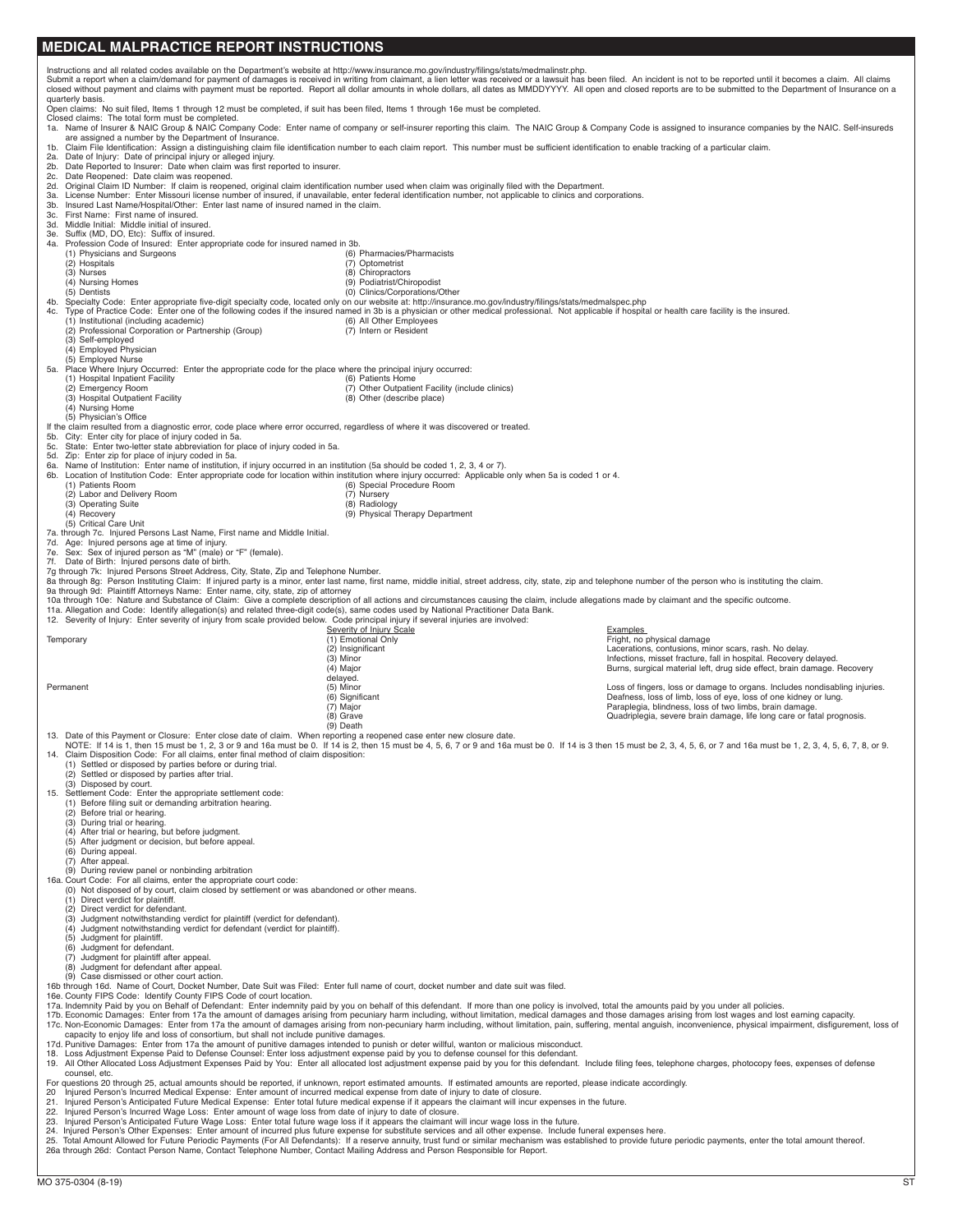# MEDICAL MALPRACTICE REPORT INSTRUCTIONS

Instructions and all related codes available on the Department's website at http://www.insurance.mo.gov/industry/filings/stats/medmalinstr.php.
Submit a report when a claim/demand for payment of damages is received in writing from claimant, a lien letter was received or a lawsuit has been filed. An incident is not to be reported until it becomes a claim. All claims closed without payment and claims with payment must be reported. Report all dollar amounts in whole dollars, all dates as MMDDYYYY. All open and closed reports are to be submitted to the Department of Insurance on a quarterly basis.
Open claims: No suit filed, Items 1 through 12 must be completed, if suit has been filed, Items 1 through 16e must be completed.
Closed claims: The total form must be completed.

1a. Name of Insurer & NAIC Group & NAIC Company Code: Enter name of company or self-insurer reporting this claim. The NAIC Group & Company Code is assigned to insurance companies by the NAIC. Self-insureds are assigned a number by the Department of Insurance.
1b. Claim File Identification: Assign a distinguishing claim file identification number to each claim report. This number must be sufficient identification to enable tracking of a particular claim.
2a. Date of Injury: Date of principal injury or alleged injury.
2b. Date Reported to Insurer: Date when claim was first reported to insurer.
2c. Date Reopened: Date claim was reopened.
2d. Original Claim ID Number: If claim is reopened, original claim identification number used when claim was originally filed with the Department.
3a. License Number: Enter Missouri license number of insured, if unavailable, enter federal identification number, not applicable to clinics and corporations.
3b. Insured Last Name/Hospital/Other: Enter last name of insured named in the claim.
3c. First Name: First name of insured.
3d. Middle Initial: Middle initial of insured.
3e. Suffix (MD, DO, Etc): Suffix of insured.
4a. Profession Code of Insured: Enter appropriate code for insured named in 3b.
   - (1) Physicians and Surgeons
   - (2) Hospitals
   - (3) Nurses
   - (4) Nursing Homes
   - (5) Dentists
   - (6) Pharmacies/Pharmacists
   - (7) Optometrist
   - (8) Chiropractors
   - (9) Podiatrist/Chiropodist
   - (0) Clinics/Corporations/Other
4b. Specialty Code: Enter appropriate five-digit specialty code, located only on our website at: http://insurance.mo.gov/industry/filings/stats/medmalspec.php
4c. Type of Practice Code: Enter one of the following codes if the insured named in 3b is a physician or other medical professional. Not applicable if hospital or health care facility is the insured.
   - (1) Institutional (including academic)
   - (2) Professional Corporation or Partnership (Group)
   - (3) Self-employed
   - (4) Employed Physician
   - (5) Employed Nurse
   - (6) All Other Employees
   - (7) Intern or Resident
5a. Place Where Injury Occurred: Enter the appropriate code for the place where the principal injury occurred:
   - (1) Hospital Inpatient Facility
   - (2) Emergency Room
   - (3) Hospital Outpatient Facility
   - (4) Nursing Home
   - (5) Physician's Office
   - (6) Patients Home
   - (7) Other Outpatient Facility (include clinics)
   - (8) Other (describe place)

If the claim resulted from a diagnostic error, code place where error occurred, regardless of where it was discovered or treated.
5b. City: Enter city for place of injury coded in 5a.
5c. State: Enter two-letter state abbreviation for place of injury coded in 5a.
5d. Zip: Enter zip for place of injury coded in 5a.
6a. Name of Institution: Enter name of institution, if injury occurred in an institution (5a should be coded 1, 2, 3, 4 or 7).
6b. Location of Institution Code: Enter appropriate code for location within institution where injury occurred: Applicable only when 5a is coded 1 or 4.
   - (1) Patients Room
   - (2) Labor and Delivery Room
   - (3) Operating Suite
   - (4) Recovery
   - (5) Critical Care Unit
   - (6) Special Procedure Room
   - (7) Nursery
   - (8) Radiology
   - (9) Physical Therapy Department

7a. through 7c. Injured Persons Last Name, First name and Middle Initial.
7d. Age: Injured persons age at time of injury.
7e. Sex: Sex of injured person as "M" (male) or "F" (female).
7f. Date of Birth: Injured persons date of birth.
7g through 7k: Injured Persons Street Address, City, State, Zip and Telephone Number.
8a through 8g: Person Instituting Claim: If injured party is a minor, enter last name, first name, middle initial, street address, city, state, zip and telephone number of the person who is instituting the claim.
9a through 9d: Plaintiff Attorneys Name: Enter name, city, state, zip of attorney
10a through 10e: Nature and Substance of Claim: Give a complete description of all actions and circumstances causing the claim, include allegations made by claimant and the specific outcome.
11a. Allegation and Code: Identify allegation(s) and related three-digit code(s), same codes used by National Practitioner Data Bank.
12. Severity of Injury: Enter severity of injury from scale provided below. Code principal injury if several injuries are involved:

| | Severity of Injury Scale | Examples |
|---|---|---|
| Temporary | (1) Emotional Only | Fright, no physical damage |
| | (2) Insignificant | Lacerations, contusions, minor scars, rash. No delay. |
| | (3) Minor | Infections, misset fracture, fall in hospital. Recovery delayed. |
| | (4) Major | Burns, surgical material left, drug side effect, brain damage. Recovery delayed. |
| Permanent | (5) Minor | Loss of fingers, loss or damage to organs. Includes nondisabling injuries. |
| | (6) Significant | Deafness, loss of limb, loss of eye, loss of one kidney or lung. |
| | (7) Major | Paraplegia, blindness, loss of two limbs, brain damage. |
| | (8) Grave | Quadriplegia, severe brain damage, life long care or fatal prognosis. |
| | (9) Death | |

13. Date of this Payment or Closure: Enter close date of claim. When reporting a reopened case enter new closure date.
    NOTE: If 14 is 1, then 15 must be 1, 2, 3 or 9 and 16a must be 0. If 14 is 2, then 15 must be 4, 5, 6, 7 or 9 and 16a must be 0. If 14 is 3 then 15 must be 2, 3, 4, 5, 6, or 7 and 16a must be 1, 2, 3, 4, 5, 6, 7, 8, or 9.
14. Claim Disposition Code: For all claims, enter final method of claim disposition:
   - (1) Settled or disposed by parties before or during trial.
   - (2) Settled or disposed by parties after trial.
   - (3) Disposed by court.
15. Settlement Code: Enter the appropriate settlement code:
   - (1) Before filing suit or demanding arbitration hearing.
   - (2) Before trial or hearing.
   - (3) During trial or hearing.
   - (4) After trial or hearing, but before judgment.
   - (5) After judgment or decision, but before appeal.
   - (6) During appeal.
   - (7) After appeal.
   - (9) During review panel or nonbinding arbitration

16a. Court Code: For all claims, enter the appropriate court code:
   - (0) Not disposed of by court, claim closed by settlement or was abandoned or other means.
   - (1) Direct verdict for plaintiff.
   - (2) Direct verdict for defendant.
   - (3) Judgment notwithstanding verdict for plaintiff (verdict for defendant).
   - (4) Judgment notwithstanding verdict for defendant (verdict for plaintiff).
   - (5) Judgment for plaintiff.
   - (6) Judgment for defendant.
   - (7) Judgment for plaintiff after appeal.
   - (8) Judgment for defendant after appeal.
   - (9) Case dismissed or other court action.

16b through 16d. Name of Court, Docket Number, Date Suit was Filed: Enter full name of court, docket number and date suit was filed.
16e. County FIPS Code: Identify County FIPS Code of court location.
17a. Indemnity Paid by you on Behalf of Defendant: Enter indemnity paid by you on behalf of this defendant. If more than one policy is involved, total the amounts paid by you under all policies.
17b. Economic Damages: Enter from 17a the amount of damages arising from pecuniary harm including, without limitation, medical damages and those damages arising from lost wages and lost earning capacity.
17c. Non-Economic Damages: Enter from 17a the amount of damages arising from non-pecuniary harm including, without limitation, pain, suffering, mental anguish, inconvenience, physical impairment, disfigurement, loss of capacity to enjoy life and loss of consortium, but shall not include punitive damages.
17d. Punitive Damages: Enter from 17a the amount of punitive damages intended to punish or deter willful, wanton or malicious misconduct.
18. Loss Adjustment Expense Paid to Defense Counsel: Enter loss adjustment expense paid by you to defense counsel for this defendant.
19. All Other Allocated Loss Adjustment Expenses Paid by You: Enter all allocated lost adjustment expense paid by you for this defendant. Include filing fees, telephone charges, photocopy fees, expenses of defense counsel, etc.

For questions 20 through 25, actual amounts should be reported, if unknown, report estimated amounts. If estimated amounts are reported, please indicate accordingly.
20 Injured Person's Incurred Medical Expense: Enter amount of incurred medical expense from date of injury to date of closure.
21. Injured Person's Anticipated Future Medical Expense: Enter total future medical expense if it appears the claimant will incur expenses in the future.
22. Injured Person's Incurred Wage Loss: Enter amount of wage loss from date of injury to date of closure.
23. Injured Person's Anticipated Future Wage Loss: Enter total future wage loss if it appears the claimant will incur wage loss in the future.
24. Injured Person's Other Expenses: Enter amount of incurred plus future expense for substitute services and all other expense. Include funeral expenses here.
25. Total Amount Allowed for Future Periodic Payments (For All Defendants): If a reserve annuity, trust fund or similar mechanism was established to provide future periodic payments, enter the total amount thereof.
26a through 26d: Contact Person Name, Contact Telephone Number, Contact Mailing Address and Person Responsible for Report.

MO 375-0304 (8-19) ST